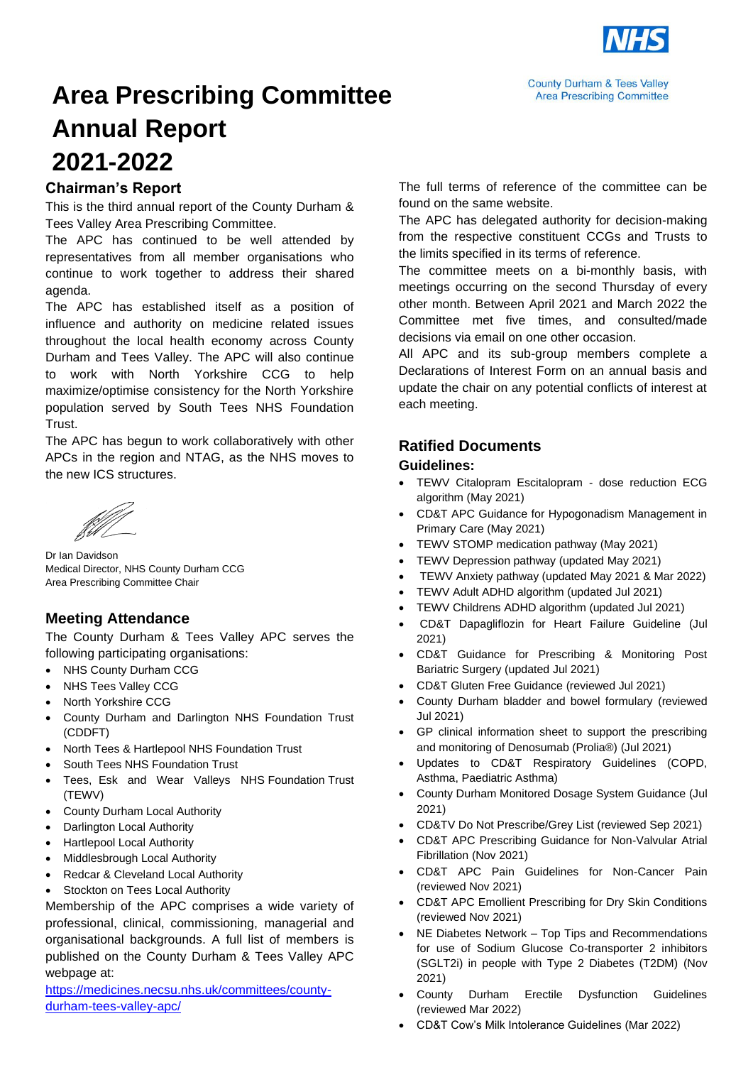County Durham & Tees Valley Area Prescribing Committee

# Area Prescribing Committee Annual Report 2021-2022

## Chairman's Report

This is the third annual report of the County Durham & Tees Valley Area Prescribing Committee.

The APC has continued to be well attended by representatives from all member organisations who continue to work together to address their shared agenda.

The APC has established itself as a position of influence and authority on medicine related issues throughout the local health economy across County Durham and Tees Valley. The APC will also continue to work with North Yorkshire CCG to help maximize/optimise consistency for the North Yorkshire population served by South Tees NHS Foundation Trust.

The APC has begun to work collaboratively with other APCs in the region and NTAG, as the NHS moves to the new ICS structures.

Dr Ian Davidson
Medical Director, NHS County Durham CCG
Area Prescribing Committee Chair

## Meeting Attendance

The County Durham & Tees Valley APC serves the following participating organisations:

- NHS County Durham CCG
- NHS Tees Valley CCG
- North Yorkshire CCG
- County Durham and Darlington NHS Foundation Trust (CDDFT)
- North Tees & Hartlepool NHS Foundation Trust
- South Tees NHS Foundation Trust
- Tees, Esk and Wear Valleys NHS Foundation Trust (TEWV)
- County Durham Local Authority
- Darlington Local Authority
- Hartlepool Local Authority
- Middlesbrough Local Authority
- Redcar & Cleveland Local Authority
- Stockton on Tees Local Authority

Membership of the APC comprises a wide variety of professional, clinical, commissioning, managerial and organisational backgrounds. A full list of members is published on the County Durham & Tees Valley APC webpage at:
https://medicines.necsu.nhs.uk/committees/county-durham-tees-valley-apc/

The full terms of reference of the committee can be found on the same website.

The APC has delegated authority for decision-making from the respective constituent CCGs and Trusts to the limits specified in its terms of reference.

The committee meets on a bi-monthly basis, with meetings occurring on the second Thursday of every other month. Between April 2021 and March 2022 the Committee met five times, and consulted/made decisions via email on one other occasion.

All APC and its sub-group members complete a Declarations of Interest Form on an annual basis and update the chair on any potential conflicts of interest at each meeting.

## Ratified Documents

### Guidelines:

- TEWV Citalopram Escitalopram - dose reduction ECG algorithm (May 2021)
- CD&T APC Guidance for Hypogonadism Management in Primary Care (May 2021)
- TEWV STOMP medication pathway (May 2021)
- TEWV Depression pathway (updated May 2021)
- TEWV Anxiety pathway (updated May 2021 & Mar 2022)
- TEWV Adult ADHD algorithm (updated Jul 2021)
- TEWV Childrens ADHD algorithm (updated Jul 2021)
- CD&T Dapagliflozin for Heart Failure Guideline (Jul 2021)
- CD&T Guidance for Prescribing & Monitoring Post Bariatric Surgery (updated Jul 2021)
- CD&T Gluten Free Guidance (reviewed Jul 2021)
- County Durham bladder and bowel formulary (reviewed Jul 2021)
- GP clinical information sheet to support the prescribing and monitoring of Denosumab (Prolia®) (Jul 2021)
- Updates to CD&T Respiratory Guidelines (COPD, Asthma, Paediatric Asthma)
- County Durham Monitored Dosage System Guidance (Jul 2021)
- CD&TV Do Not Prescribe/Grey List (reviewed Sep 2021)
- CD&T APC Prescribing Guidance for Non-Valvular Atrial Fibrillation (Nov 2021)
- CD&T APC Pain Guidelines for Non-Cancer Pain (reviewed Nov 2021)
- CD&T APC Emollient Prescribing for Dry Skin Conditions (reviewed Nov 2021)
- NE Diabetes Network – Top Tips and Recommendations for use of Sodium Glucose Co-transporter 2 inhibitors (SGLT2i) in people with Type 2 Diabetes (T2DM) (Nov 2021)
- County Durham Erectile Dysfunction Guidelines (reviewed Mar 2022)
- CD&T Cow's Milk Intolerance Guidelines (Mar 2022)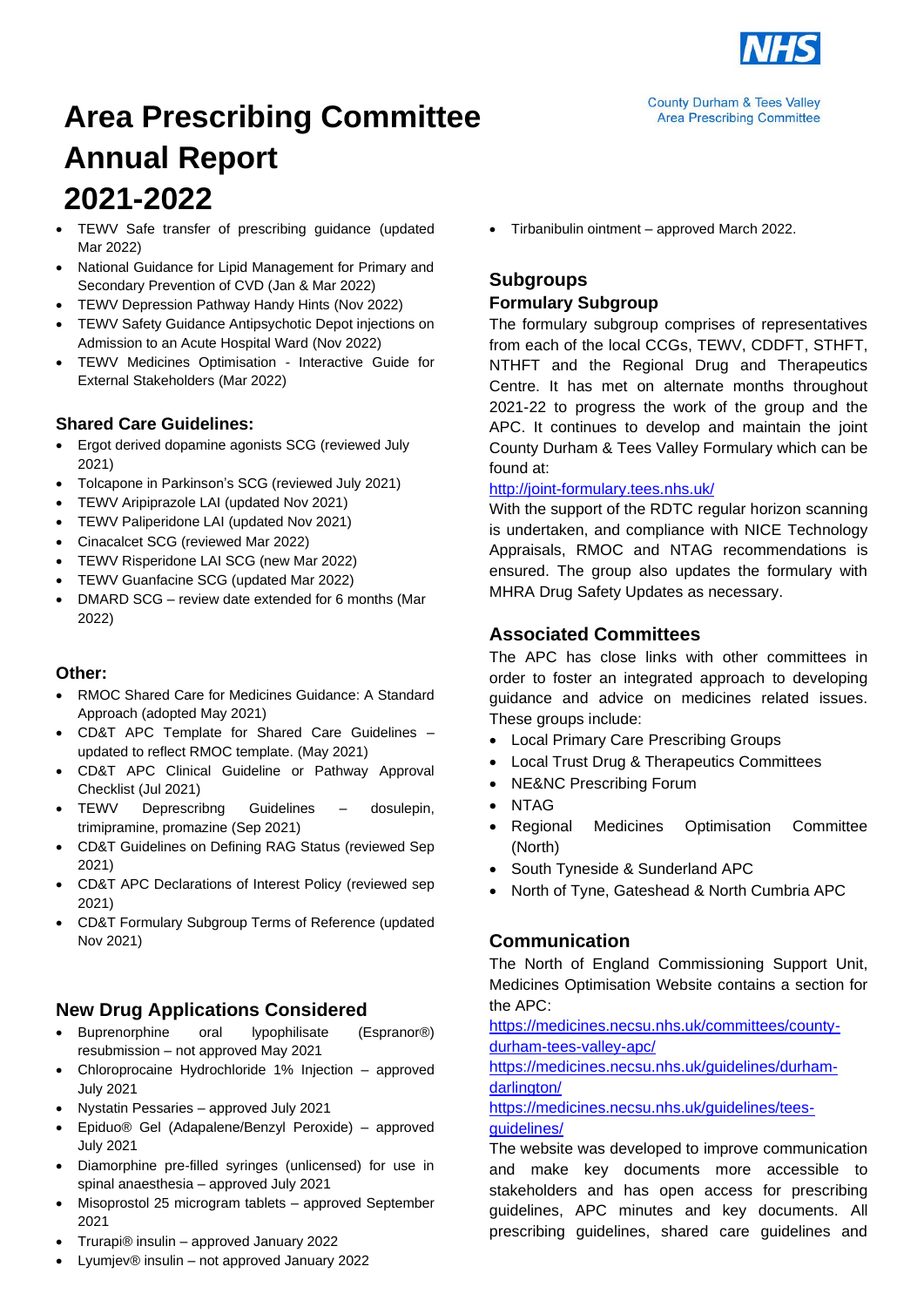# Area Prescribing Committee Annual Report 2021-2022

- TEWV Safe transfer of prescribing guidance (updated Mar 2022)
- National Guidance for Lipid Management for Primary and Secondary Prevention of CVD (Jan & Mar 2022)
- TEWV Depression Pathway Handy Hints (Nov 2022)
- TEWV Safety Guidance Antipsychotic Depot injections on Admission to an Acute Hospital Ward (Nov 2022)
- TEWV Medicines Optimisation - Interactive Guide for External Stakeholders (Mar 2022)

### Shared Care Guidelines:

- Ergot derived dopamine agonists SCG (reviewed July 2021)
- Tolcapone in Parkinson's SCG (reviewed July 2021)
- TEWV Aripiprazole LAI (updated Nov 2021)
- TEWV Paliperidone LAI (updated Nov 2021)
- Cinacalcet SCG (reviewed Mar 2022)
- TEWV Risperidone LAI SCG (new Mar 2022)
- TEWV Guanfacine SCG (updated Mar 2022)
- DMARD SCG – review date extended for 6 months (Mar 2022)

### Other:

- RMOC Shared Care for Medicines Guidance: A Standard Approach (adopted May 2021)
- CD&T APC Template for Shared Care Guidelines – updated to reflect RMOC template. (May 2021)
- CD&T APC Clinical Guideline or Pathway Approval Checklist (Jul 2021)
- TEWV Deprescribng Guidelines – dosulepin, trimipramine, promazine (Sep 2021)
- CD&T Guidelines on Defining RAG Status (reviewed Sep 2021)
- CD&T APC Declarations of Interest Policy (reviewed sep 2021)
- CD&T Formulary Subgroup Terms of Reference (updated Nov 2021)

## New Drug Applications Considered

- Buprenorphine oral lypophilisate (Espranor®) resubmission – not approved May 2021
- Chloroprocaine Hydrochloride 1% Injection – approved July 2021
- Nystatin Pessaries – approved July 2021
- Epiduo® Gel (Adapalene/Benzyl Peroxide) – approved July 2021
- Diamorphine pre-filled syringes (unlicensed) for use in spinal anaesthesia – approved July 2021
- Misoprostol 25 microgram tablets – approved September 2021
- Trurapi® insulin – approved January 2022
- Lyumjev® insulin – not approved January 2022
- Tirbanibulin ointment – approved March 2022.

## Subgroups

### Formulary Subgroup

The formulary subgroup comprises of representatives from each of the local CCGs, TEWV, CDDFT, STHFT, NTHFT and the Regional Drug and Therapeutics Centre. It has met on alternate months throughout 2021-22 to progress the work of the group and the APC. It continues to develop and maintain the joint County Durham & Tees Valley Formulary which can be found at:

http://joint-formulary.tees.nhs.uk/

With the support of the RDTC regular horizon scanning is undertaken, and compliance with NICE Technology Appraisals, RMOC and NTAG recommendations is ensured. The group also updates the formulary with MHRA Drug Safety Updates as necessary.

## Associated Committees

The APC has close links with other committees in order to foster an integrated approach to developing guidance and advice on medicines related issues. These groups include:

- Local Primary Care Prescribing Groups
- Local Trust Drug & Therapeutics Committees
- NE&NC Prescribing Forum
- NTAG
- Regional Medicines Optimisation Committee (North)
- South Tyneside & Sunderland APC
- North of Tyne, Gateshead & North Cumbria APC

## Communication

The North of England Commissioning Support Unit, Medicines Optimisation Website contains a section for the APC:

https://medicines.necsu.nhs.uk/committees/county-durham-tees-valley-apc/

https://medicines.necsu.nhs.uk/guidelines/durham-darlington/

https://medicines.necsu.nhs.uk/guidelines/tees-guidelines/

The website was developed to improve communication and make key documents more accessible to stakeholders and has open access for prescribing guidelines, APC minutes and key documents. All prescribing guidelines, shared care guidelines and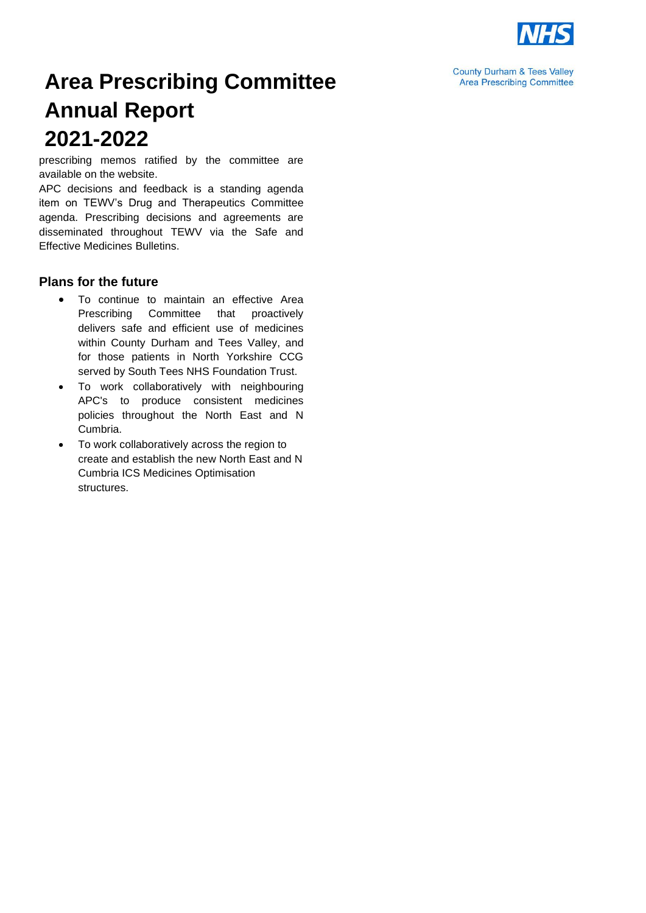# Area Prescribing Committee Annual Report 2021-2022

prescribing memos ratified by the committee are available on the website.

APC decisions and feedback is a standing agenda item on TEWV's Drug and Therapeutics Committee agenda. Prescribing decisions and agreements are disseminated throughout TEWV via the Safe and Effective Medicines Bulletins.

## Plans for the future

- To continue to maintain an effective Area Prescribing Committee that proactively delivers safe and efficient use of medicines within County Durham and Tees Valley, and for those patients in North Yorkshire CCG served by South Tees NHS Foundation Trust.
- To work collaboratively with neighbouring APC's to produce consistent medicines policies throughout the North East and N Cumbria.
- To work collaboratively across the region to create and establish the new North East and N Cumbria ICS Medicines Optimisation structures.